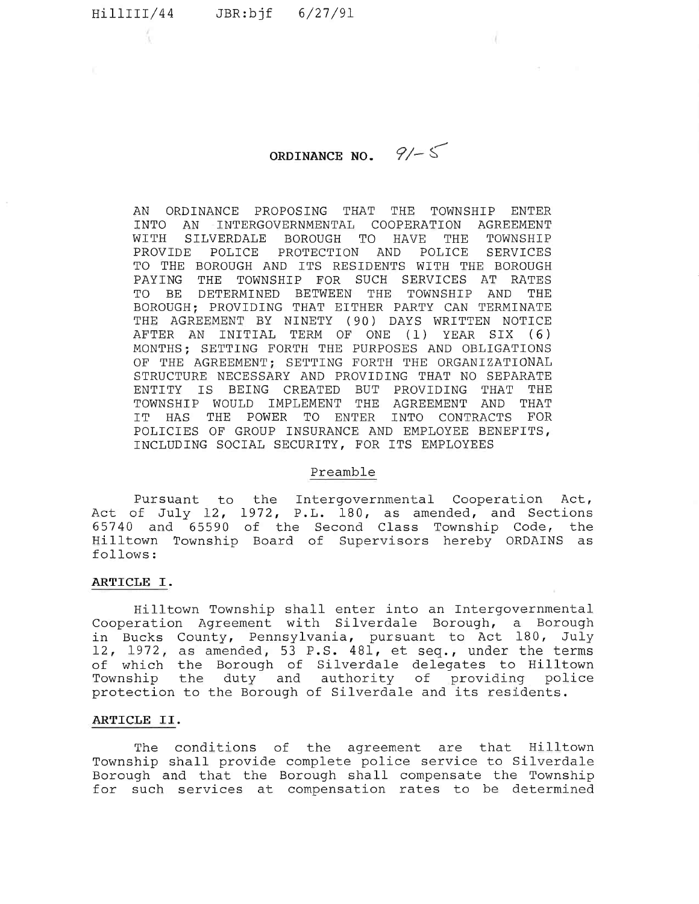HillIII/44 JBR:bjf 6/27/91

# ORDINANCE NO. 91-5

AN ORDINANCE PROPOSING THAT THE TOWNSHIP ENTER INTO AN INTERGOVERNMENTAL COOPERATION AGREEMENT WITH SILVERDALE BOROUGH TO HAVE THE TOWNSHIP PROVIDE POLICE PROTECTION AND POLICE SERVICES TO THE BOROUGH AND ITS RESIDENTS WITH THE BOROUGH PAYING THE TOWNSHIP FOR SUCH SERVICES AT RATES TO BE DETERMINED BETWEEN THE TOWNSHIP AND THE BOROUGH; PROVIDING THAT EITHER PARTY CAN TERMINATE THE AGREEMENT BY NINETY (90) DAYS WRITTEN NOTICE AFTER AN INITIAL TERM OF ONE (1) YEAR SIX (6) MONTHS; SETTING FORTH THE PURPOSES AND OBLIGATIONS OF THE AGREEMENT; SETTING FORTH THE ORGANIZATIONAL STRUCTURE NECESSARY AND PROVIDING THAT NO SEPARATE ENTITY IS BEING CREATED BUT PROVIDING THAT THE TOWNSHIP WOULD IMPLEMENT THE AGREEMENT AND THAT IT HAS THE POWER TO ENTER INTO CONTRACTS FOR POLICIES OF GROUP INSURANCE AND EMPLOYEE BENEFITS, INCLUDING SOCIAL SECURITY, FOR ITS EMPLOYEES

## Preamble

Pursuant to the Intergovernmental Cooperation Act, Act of July 12, 1972, P.L. 180, as amended, and Sections 65740 and 65590 of the Second Class Township Code, the Hilltown Township Board of Supervisors hereby ORDAINS as follows:

## ARTICLE I.

Hilltown Township shall enter into an Intergovernmental Cooperation Agreement with Silverdale Borough, a Borough in Bucks County, Pennsylvania, pursuant to Act 180, July 12, 1972, as amended, 53 P.S. 481, et seq., under the terms of which the Borough of Silverdale delegates to Hilltown Township the duty and authority of providing police protection to the Borough of Silverdale and its residents.

## ARTICLE II.

The conditions of the agreement are that Hilltown Township shall provide complete police service to Silverdale Borough and that the Borough shall compensate the Township for such services at compensation rates to be determined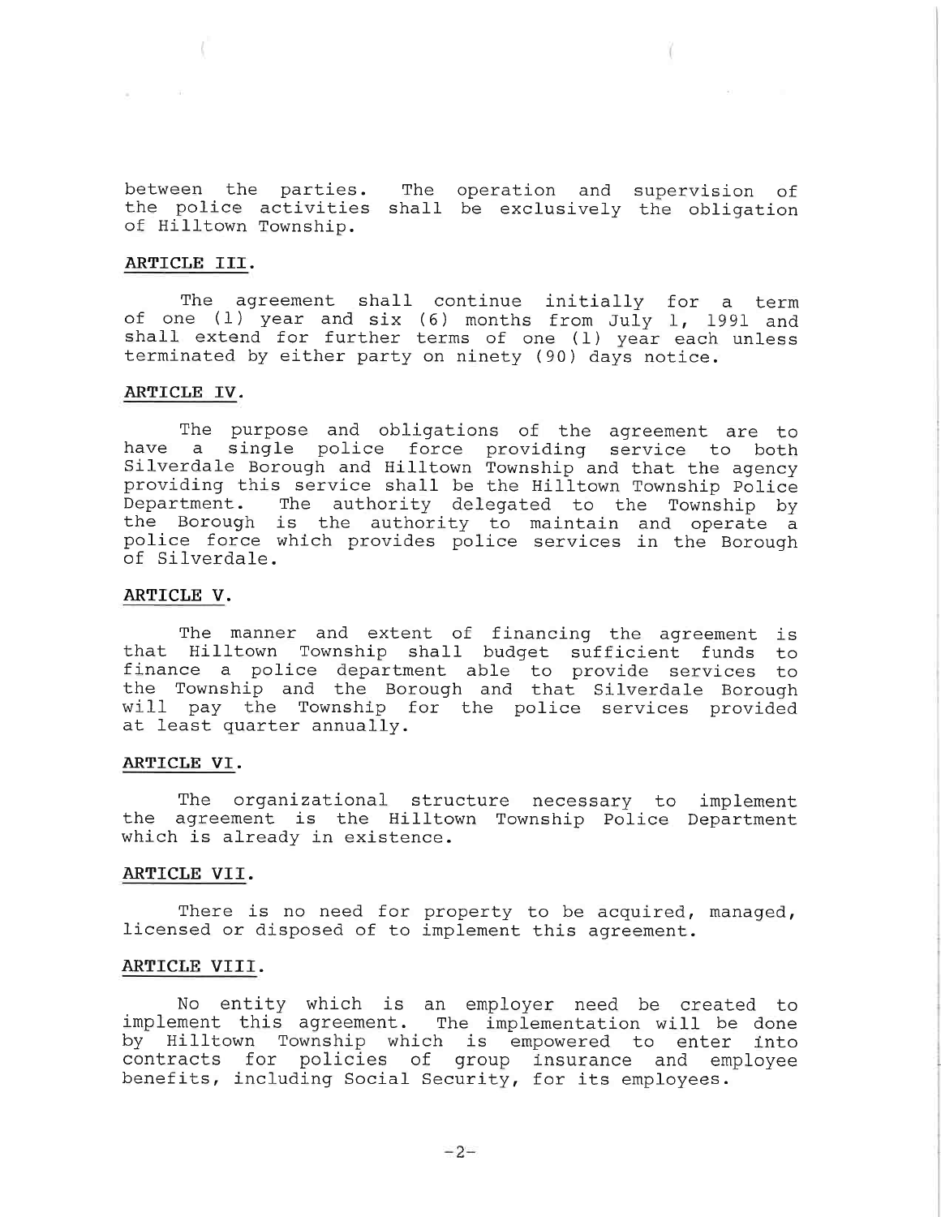between the parties. The operation and supervision of the police activities shall be exclusively the obligation of Hilltown Township.

**ARTICLE III.**

The agreement shall continue initially for a term of one (1) year and six (6) months from July 1, 1991 and shall extend for further terms of one (1) year each unless terminated by either party on ninety (90) days notice.

**ARTICLE IV.**

The purpose and obligations of the agreement are to have a single police force providing service to both Silverdale Borough and Hilltown Township and that the agency providing this service shall be the Hilltown Township Police Department. The authority delegated to the Township by the Borough is the authority to maintain and operate a police force which provides police services in the Borough of Silverdale.

**ARTICLE V.**

The manner and extent of financing the agreement is that Hilltown Township shall budget sufficient funds to finance a police department able to provide services to the Township and the Borough and that Silverdale Borough will pay the Township for the police services provided at least quarter annually.

**ARTICLE VI.**

The organizational structure necessary to implement the agreement is the Hilltown Township Police Department which is already in existence.

**ARTICLE VII.**

There is no need for property to be acquired, managed, licensed or disposed of to implement this agreement.

**ARTICLE VIII.**

No entity which is an employer need be created to implement this agreement. The implementation will be done by Hilltown Township which is empowered to enter into contracts for policies of group insurance and employee benefits, including Social Security, for its employees.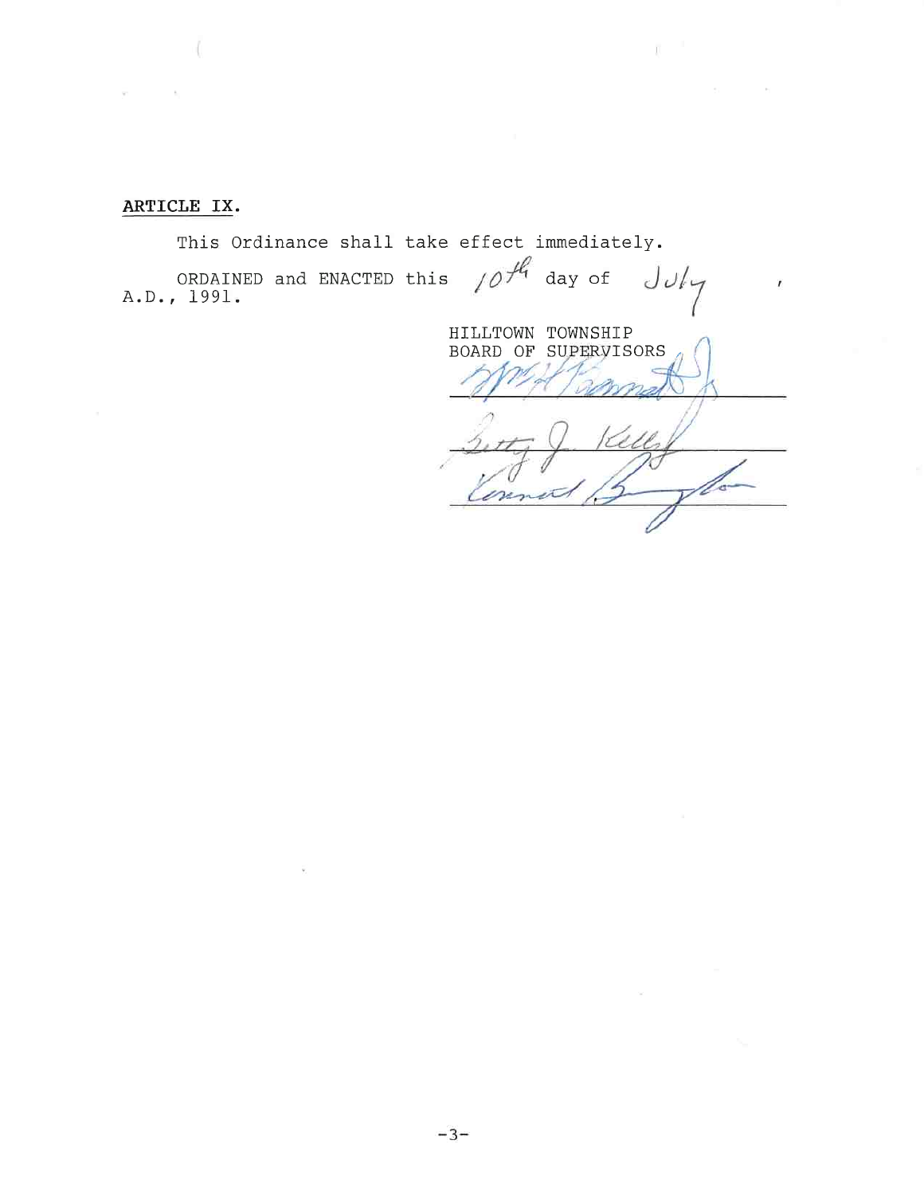**ARTICLE IX.**

This Ordinance shall take effect immediately.

ORDAINED and ENACTED this 10th day of July, A.D., 1991.

HILLTOWN TOWNSHIP
BOARD OF SUPERVISORS

Wm H Bennett Jr
_______________________________

Betty J. Kelly
_______________________________

Conrad Bergstrom
_______________________________